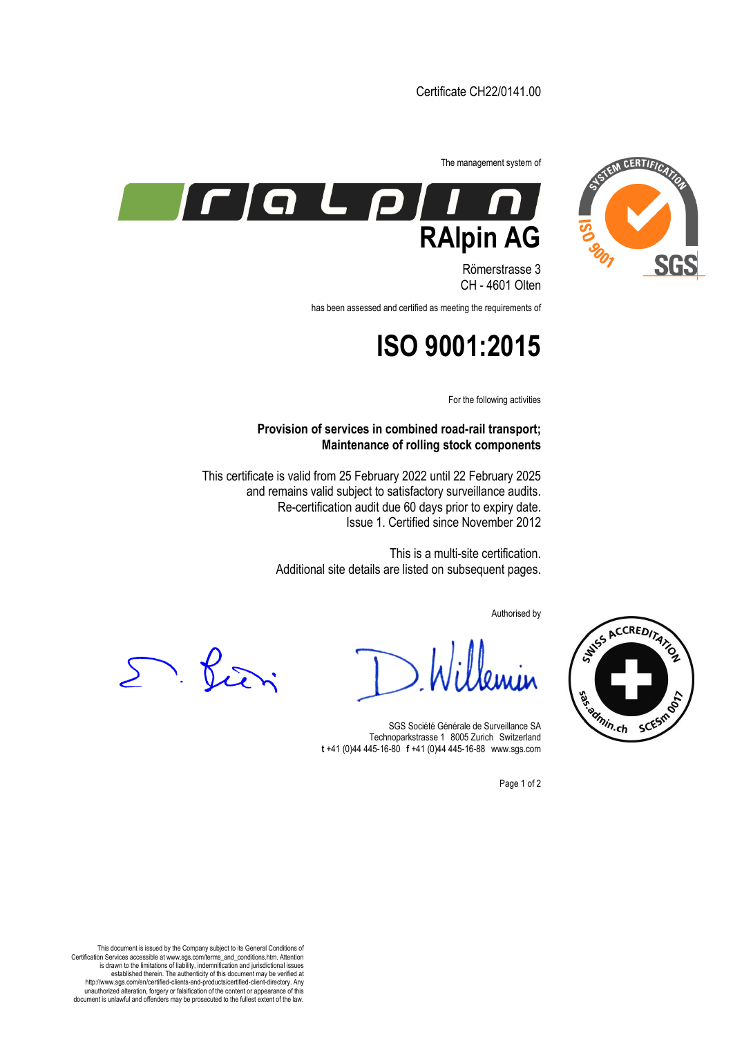Certificate CH22/0141.00

The management system of

# RAlpin AG

Römerstrasse 3
CH - 4601 Olten

has been assessed and certified as meeting the requirements of

# ISO 9001:2015

For the following activities

**Provision of services in combined road-rail transport;**
**Maintenance of rolling stock components**

This certificate is valid from 25 February 2022 until 22 February 2025
and remains valid subject to satisfactory surveillance audits.
Re-certification audit due 60 days prior to expiry date.
Issue 1. Certified since November 2012

This is a multi-site certification.
Additional site details are listed on subsequent pages.

Authorised by

SGS Société Générale de Surveillance SA
Technoparkstrasse 1 8005 Zurich Switzerland
**t** +41 (0)44 445-16-80 **f** +41 (0)44 445-16-88 www.sgs.com

This document is issued by the Company subject to its General Conditions of Certification Services accessible at www.sgs.com/terms_and_conditions.htm. Attention is drawn to the limitations of liability, indemnification and jurisdictional issues established therein. The authenticity of this document may be verified at http://www.sgs.com/en/certified-clients-and-products/certified-client-directory. Any unauthorized alteration, forgery or falsification of the content or appearance of this document is unlawful and offenders may be prosecuted to the fullest extent of the law.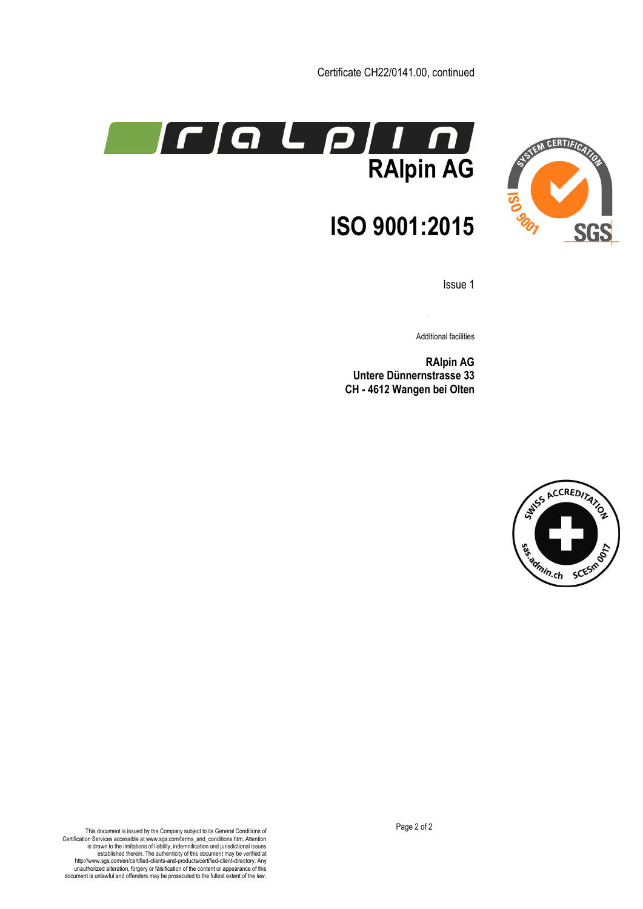Certificate CH22/0141.00, continued

# RAlpin AG

# ISO 9001:2015

Issue 1

Additional facilities

**RAlpin AG**
**Untere Dünnernstrasse 33**
**CH - 4612 Wangen bei Olten**

This document is issued by the Company subject to its General Conditions of Certification Services accessible at www.sgs.com/terms_and_conditions.htm. Attention is drawn to the limitations of liability, indemnification and jurisdictional issues established therein. The authenticity of this document may be verified at http://www.sgs.com/en/certified-clients-and-products/certified-client-directory. Any unauthorized alteration, forgery or falsification of the content or appearance of this document is unlawful and offenders may be prosecuted to the fullest extent of the law.